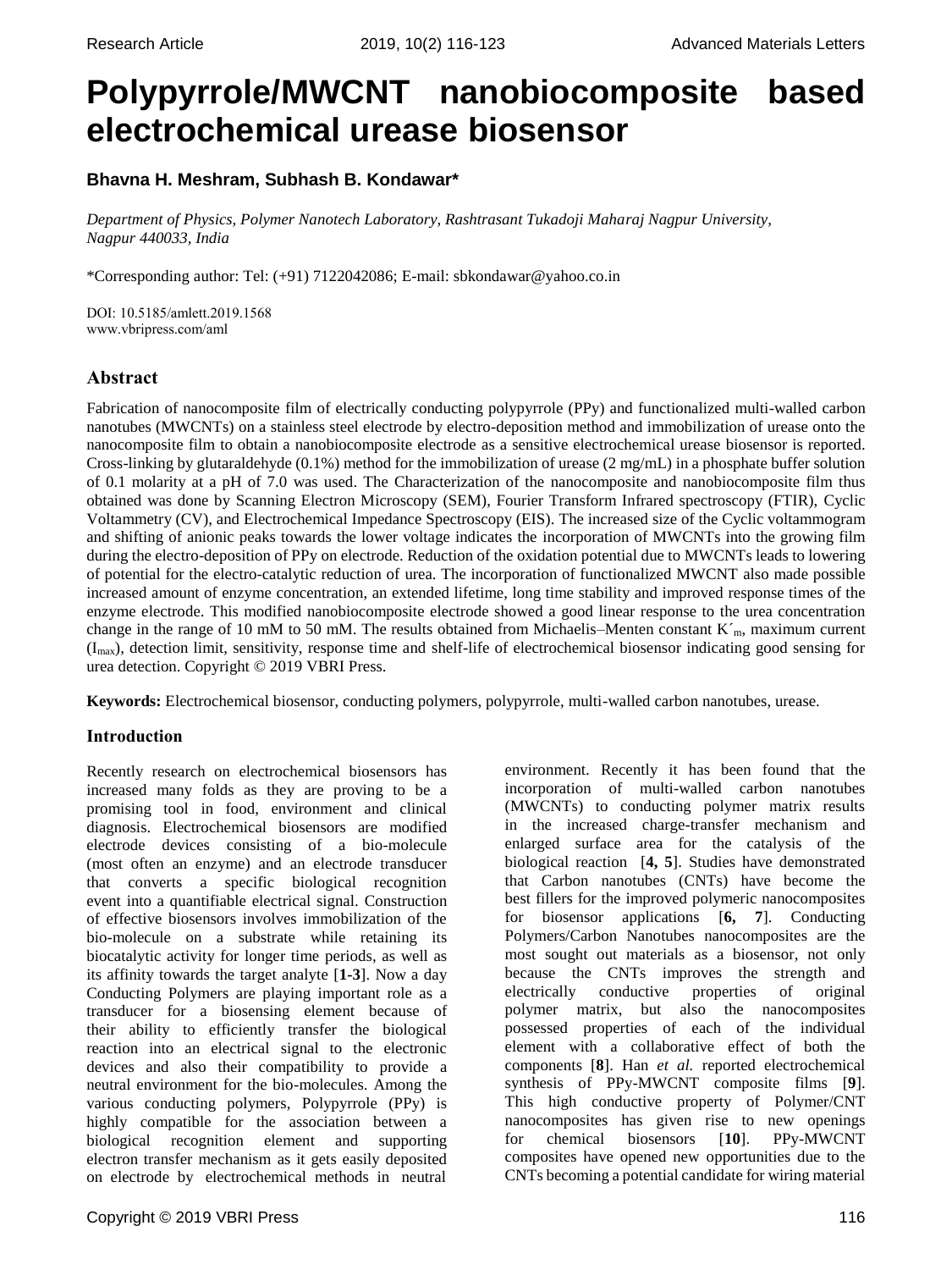# Polypyrrole/MWCNT nanobiocomposite based electrochemical urease biosensor

**Bhavna H. Meshram, Subhash B. Kondawar***

*Department of Physics, Polymer Nanotech Laboratory, Rashtrasant Tukadoji Maharaj Nagpur University, Nagpur 440033, India*

*Corresponding author: Tel: (+91) 7122042086; E-mail: sbkondawar@yahoo.co.in

DOI: 10.5185/amlett.2019.1568
www.vbripress.com/aml

## Abstract

Fabrication of nanocomposite film of electrically conducting polypyrrole (PPy) and functionalized multi-walled carbon nanotubes (MWCNTs) on a stainless steel electrode by electro-deposition method and immobilization of urease onto the nanocomposite film to obtain a nanobiocomposite electrode as a sensitive electrochemical urease biosensor is reported. Cross-linking by glutaraldehyde (0.1%) method for the immobilization of urease (2 mg/mL) in a phosphate buffer solution of 0.1 molarity at a pH of 7.0 was used. The Characterization of the nanocomposite and nanobiocomposite film thus obtained was done by Scanning Electron Microscopy (SEM), Fourier Transform Infrared spectroscopy (FTIR), Cyclic Voltammetry (CV), and Electrochemical Impedance Spectroscopy (EIS). The increased size of the Cyclic voltammogram and shifting of anionic peaks towards the lower voltage indicates the incorporation of MWCNTs into the growing film during the electro-deposition of PPy on electrode. Reduction of the oxidation potential due to MWCNTs leads to lowering of potential for the electro-catalytic reduction of urea. The incorporation of functionalized MWCNT also made possible increased amount of enzyme concentration, an extended lifetime, long time stability and improved response times of the enzyme electrode. This modified nanobiocomposite electrode showed a good linear response to the urea concentration change in the range of 10 mM to 50 mM. The results obtained from Michaelis–Menten constant $K'_m$, maximum current ($I_{max}$), detection limit, sensitivity, response time and shelf-life of electrochemical biosensor indicating good sensing for urea detection. Copyright © 2019 VBRI Press.

**Keywords:** Electrochemical biosensor, conducting polymers, polypyrrole, multi-walled carbon nanotubes, urease.

## Introduction

Recently research on electrochemical biosensors has increased many folds as they are proving to be a promising tool in food, environment and clinical diagnosis. Electrochemical biosensors are modified electrode devices consisting of a bio-molecule (most often an enzyme) and an electrode transducer that converts a specific biological recognition event into a quantifiable electrical signal. Construction of effective biosensors involves immobilization of the bio-molecule on a substrate while retaining its biocatalytic activity for longer time periods, as well as its affinity towards the target analyte [**1-3**]. Now a day Conducting Polymers are playing important role as a transducer for a biosensing element because of their ability to efficiently transfer the biological reaction into an electrical signal to the electronic devices and also their compatibility to provide a neutral environment for the bio-molecules. Among the various conducting polymers, Polypyrrole (PPy) is highly compatible for the association between a biological recognition element and supporting electron transfer mechanism as it gets easily deposited on electrode by electrochemical methods in neutral environment. Recently it has been found that the incorporation of multi-walled carbon nanotubes (MWCNTs) to conducting polymer matrix results in the increased charge-transfer mechanism and enlarged surface area for the catalysis of the biological reaction [**4, 5**]. Studies have demonstrated that Carbon nanotubes (CNTs) have become the best fillers for the improved polymeric nanocomposites for biosensor applications [**6, 7**]. Conducting Polymers/Carbon Nanotubes nanocomposites are the most sought out materials as a biosensor, not only because the CNTs improves the strength and electrically conductive properties of original polymer matrix, but also the nanocomposites possessed properties of each of the individual element with a collaborative effect of both the components [**8**]. Han *et al.* reported electrochemical synthesis of PPy-MWCNT composite films [**9**]. This high conductive property of Polymer/CNT nanocomposites has given rise to new openings for chemical biosensors [**10**]. PPy-MWCNT composites have opened new opportunities due to the CNTs becoming a potential candidate for wiring material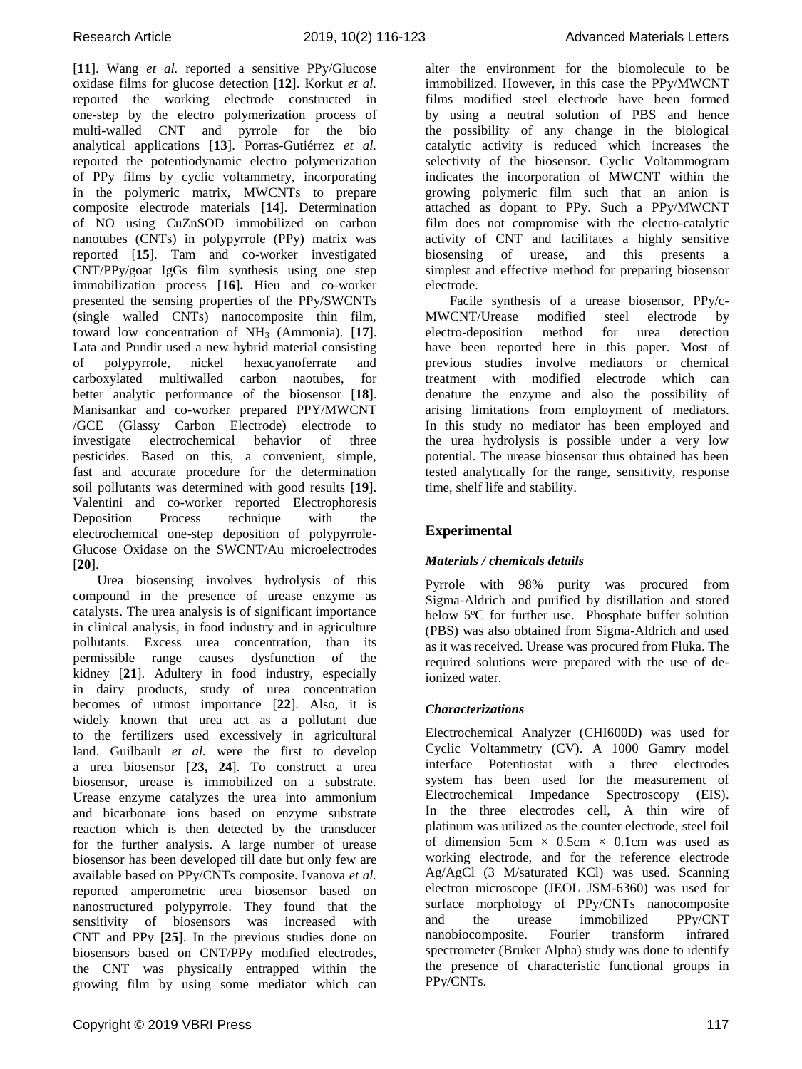[**11**]. Wang *et al.* reported a sensitive PPy/Glucose oxidase films for glucose detection [**12**]. Korkut *et al.* reported the working electrode constructed in one-step by the electro polymerization process of multi-walled CNT and pyrrole for the bio analytical applications [**13**]. Porras-Gutiérrez *et al.* reported the potentiodynamic electro polymerization of PPy films by cyclic voltammetry, incorporating in the polymeric matrix, MWCNTs to prepare composite electrode materials [**14**]. Determination of NO using CuZnSOD immobilized on carbon nanotubes (CNTs) in polypyrrole (PPy) matrix was reported [**15**]. Tam and co-worker investigated CNT/PPy/goat IgGs film synthesis using one step immobilization process [**16**]**.** Hieu and co-worker presented the sensing properties of the PPy/SWCNTs (single walled CNTs) nanocomposite thin film, toward low concentration of $NH_3$ (Ammonia). [**17**]. Lata and Pundir used a new hybrid material consisting of polypyrrole, nickel hexacyanoferrate and carboxylated multiwalled carbon naotubes, for better analytic performance of the biosensor [**18**]. Manisankar and co-worker prepared PPY/MWCNT /GCE (Glassy Carbon Electrode) electrode to investigate electrochemical behavior of three pesticides. Based on this, a convenient, simple, fast and accurate procedure for the determination soil pollutants was determined with good results [**19**]. Valentini and co-worker reported Electrophoresis Deposition Process technique with the electrochemical one-step deposition of polypyrrole-Glucose Oxidase on the SWCNT/Au microelectrodes [**20**].

Urea biosensing involves hydrolysis of this compound in the presence of urease enzyme as catalysts. The urea analysis is of significant importance in clinical analysis, in food industry and in agriculture pollutants. Excess urea concentration, than its permissible range causes dysfunction of the kidney [**21**]. Adultery in food industry, especially in dairy products, study of urea concentration becomes of utmost importance [**22**]. Also, it is widely known that urea act as a pollutant due to the fertilizers used excessively in agricultural land. Guilbault *et al.* were the first to develop a urea biosensor [**23, 24**]. To construct a urea biosensor, urease is immobilized on a substrate. Urease enzyme catalyzes the urea into ammonium and bicarbonate ions based on enzyme substrate reaction which is then detected by the transducer for the further analysis. A large number of urease biosensor has been developed till date but only few are available based on PPy/CNTs composite. Ivanova *et al.* reported amperometric urea biosensor based on nanostructured polypyrrole. They found that the sensitivity of biosensors was increased with CNT and PPy [**25**]. In the previous studies done on biosensors based on CNT/PPy modified electrodes, the CNT was physically entrapped within the growing film by using some mediator which can alter the environment for the biomolecule to be immobilized. However, in this case the PPy/MWCNT films modified steel electrode have been formed by using a neutral solution of PBS and hence the possibility of any change in the biological catalytic activity is reduced which increases the selectivity of the biosensor. Cyclic Voltammogram indicates the incorporation of MWCNT within the growing polymeric film such that an anion is attached as dopant to PPy. Such a PPy/MWCNT film does not compromise with the electro-catalytic activity of CNT and facilitates a highly sensitive biosensing of urease, and this presents a simplest and effective method for preparing biosensor electrode.

Facile synthesis of a urease biosensor, PPy/c-MWCNT/Urease modified steel electrode by electro-deposition method for urea detection have been reported here in this paper. Most of previous studies involve mediators or chemical treatment with modified electrode which can denature the enzyme and also the possibility of arising limitations from employment of mediators. In this study no mediator has been employed and the urea hydrolysis is possible under a very low potential. The urease biosensor thus obtained has been tested analytically for the range, sensitivity, response time, shelf life and stability.

## Experimental

### *Materials / chemicals details*

Pyrrole with 98% purity was procured from Sigma-Aldrich and purified by distillation and stored below 5°C for further use. Phosphate buffer solution (PBS) was also obtained from Sigma-Aldrich and used as it was received. Urease was procured from Fluka. The required solutions were prepared with the use of de-ionized water.

### *Characterizations*

Electrochemical Analyzer (CHI600D) was used for Cyclic Voltammetry (CV). A 1000 Gamry model interface Potentiostat with a three electrodes system has been used for the measurement of Electrochemical Impedance Spectroscopy (EIS). In the three electrodes cell, A thin wire of platinum was utilized as the counter electrode, steel foil of dimension 5cm × 0.5cm × 0.1cm was used as working electrode, and for the reference electrode Ag/AgCl (3 M/saturated KCl) was used. Scanning electron microscope (JEOL JSM-6360) was used for surface morphology of PPy/CNTs nanocomposite and the urease immobilized PPy/CNT nanobiocomposite. Fourier transform infrared spectrometer (Bruker Alpha) study was done to identify the presence of characteristic functional groups in PPy/CNTs.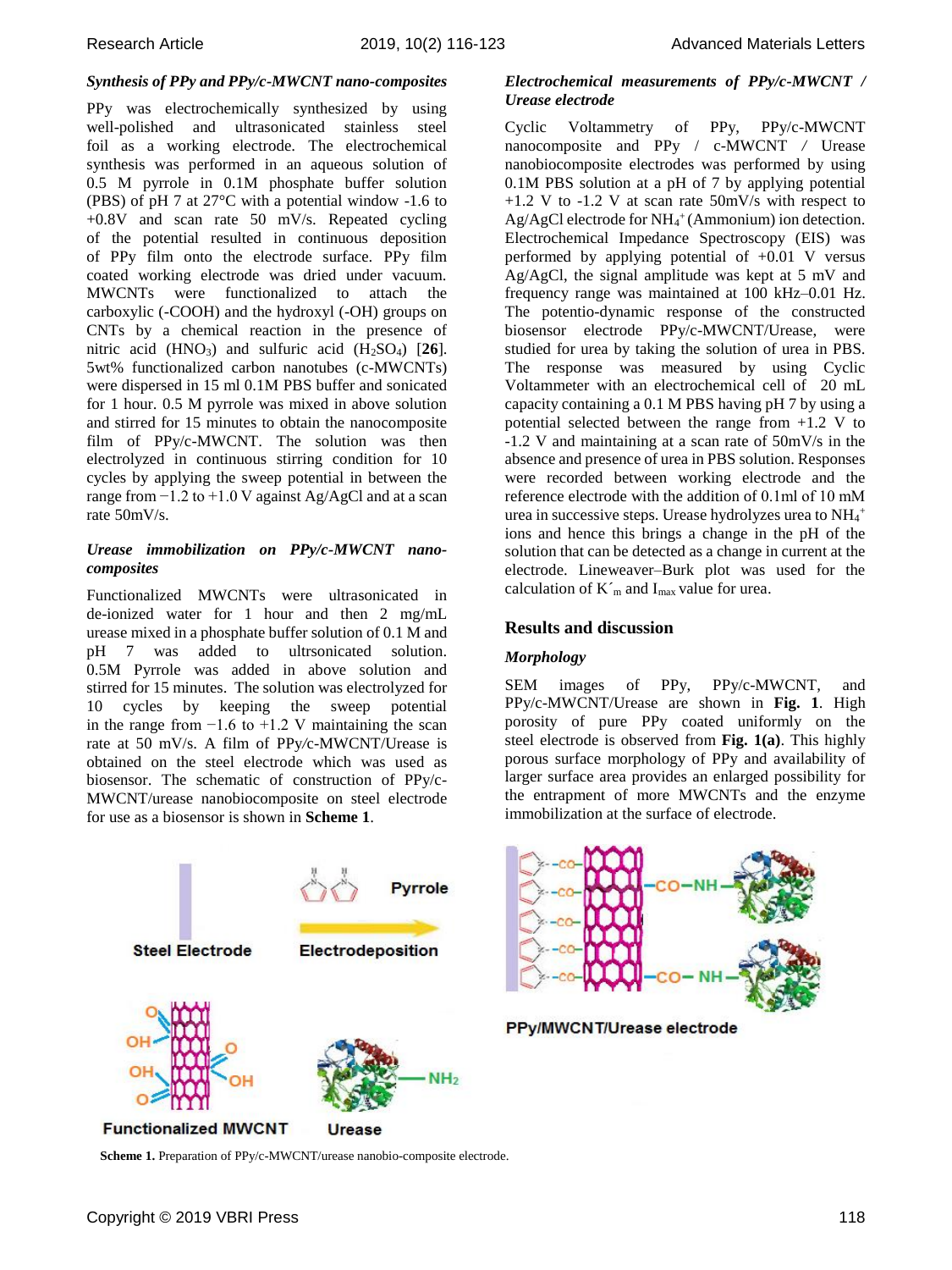### *Synthesis of PPy and PPy/c-MWCNT nano-composites*

PPy was electrochemically synthesized by using well-polished and ultrasonicated stainless steel foil as a working electrode. The electrochemical synthesis was performed in an aqueous solution of 0.5 M pyrrole in 0.1M phosphate buffer solution (PBS) of pH 7 at 27°C with a potential window -1.6 to +0.8V and scan rate 50 mV/s. Repeated cycling of the potential resulted in continuous deposition of PPy film onto the electrode surface. PPy film coated working electrode was dried under vacuum. MWCNTs were functionalized to attach the carboxylic (-COOH) and the hydroxyl (-OH) groups on CNTs by a chemical reaction in the presence of nitric acid ($HNO_3$) and sulfuric acid ($H_2SO_4$) [**26**]. 5wt% functionalized carbon nanotubes (c-MWCNTs) were dispersed in 15 ml 0.1M PBS buffer and sonicated for 1 hour. 0.5 M pyrrole was mixed in above solution and stirred for 15 minutes to obtain the nanocomposite film of PPy/c-MWCNT. The solution was then electrolyzed in continuous stirring condition for 10 cycles by applying the sweep potential in between the range from −1.2 to +1.0 V against Ag/AgCl and at a scan rate 50mV/s.

### *Urease immobilization on PPy/c-MWCNT nano-composites*

Functionalized MWCNTs were ultrasonicated in de-ionized water for 1 hour and then 2 mg/mL urease mixed in a phosphate buffer solution of 0.1 M and pH 7 was added to ultrsonicated solution. 0.5M Pyrrole was added in above solution and stirred for 15 minutes. The solution was electrolyzed for 10 cycles by keeping the sweep potential in the range from −1.6 to +1.2 V maintaining the scan rate at 50 mV/s. A film of PPy/c-MWCNT/Urease is obtained on the steel electrode which was used as biosensor. The schematic of construction of PPy/c-MWCNT/urease nanobiocomposite on steel electrode for use as a biosensor is shown in **Scheme 1**.

**Scheme 1.** Preparation of PPy/c-MWCNT/urease nanobio-composite electrode.

### *Electrochemical measurements of PPy/c-MWCNT / Urease electrode*

Cyclic Voltammetry of PPy, PPy/c-MWCNT nanocomposite and PPy / c-MWCNT / Urease nanobiocomposite electrodes was performed by using 0.1M PBS solution at a pH of 7 by applying potential +1.2 V to -1.2 V at scan rate 50mV/s with respect to Ag/AgCl electrode for $NH_4^+$ (Ammonium) ion detection. Electrochemical Impedance Spectroscopy (EIS) was performed by applying potential of +0.01 V versus Ag/AgCl, the signal amplitude was kept at 5 mV and frequency range was maintained at 100 kHz–0.01 Hz. The potentio-dynamic response of the constructed biosensor electrode PPy/c-MWCNT/Urease, were studied for urea by taking the solution of urea in PBS. The response was measured by using Cyclic Voltammeter with an electrochemical cell of 20 mL capacity containing a 0.1 M PBS having pH 7 by using a potential selected between the range from +1.2 V to -1.2 V and maintaining at a scan rate of 50mV/s in the absence and presence of urea in PBS solution. Responses were recorded between working electrode and the reference electrode with the addition of 0.1ml of 10 mM urea in successive steps. Urease hydrolyzes urea to $NH_4^+$ ions and hence this brings a change in the pH of the solution that can be detected as a change in current at the electrode. Lineweaver–Burk plot was used for the calculation of $K'_m$ and $I_{max}$ value for urea.

## Results and discussion

### *Morphology*

SEM images of PPy, PPy/c-MWCNT, and PPy/c-MWCNT/Urease are shown in **Fig. 1**. High porosity of pure PPy coated uniformly on the steel electrode is observed from **Fig. 1(a)**. This highly porous surface morphology of PPy and availability of larger surface area provides an enlarged possibility for the entrapment of more MWCNTs and the enzyme immobilization at the surface of electrode.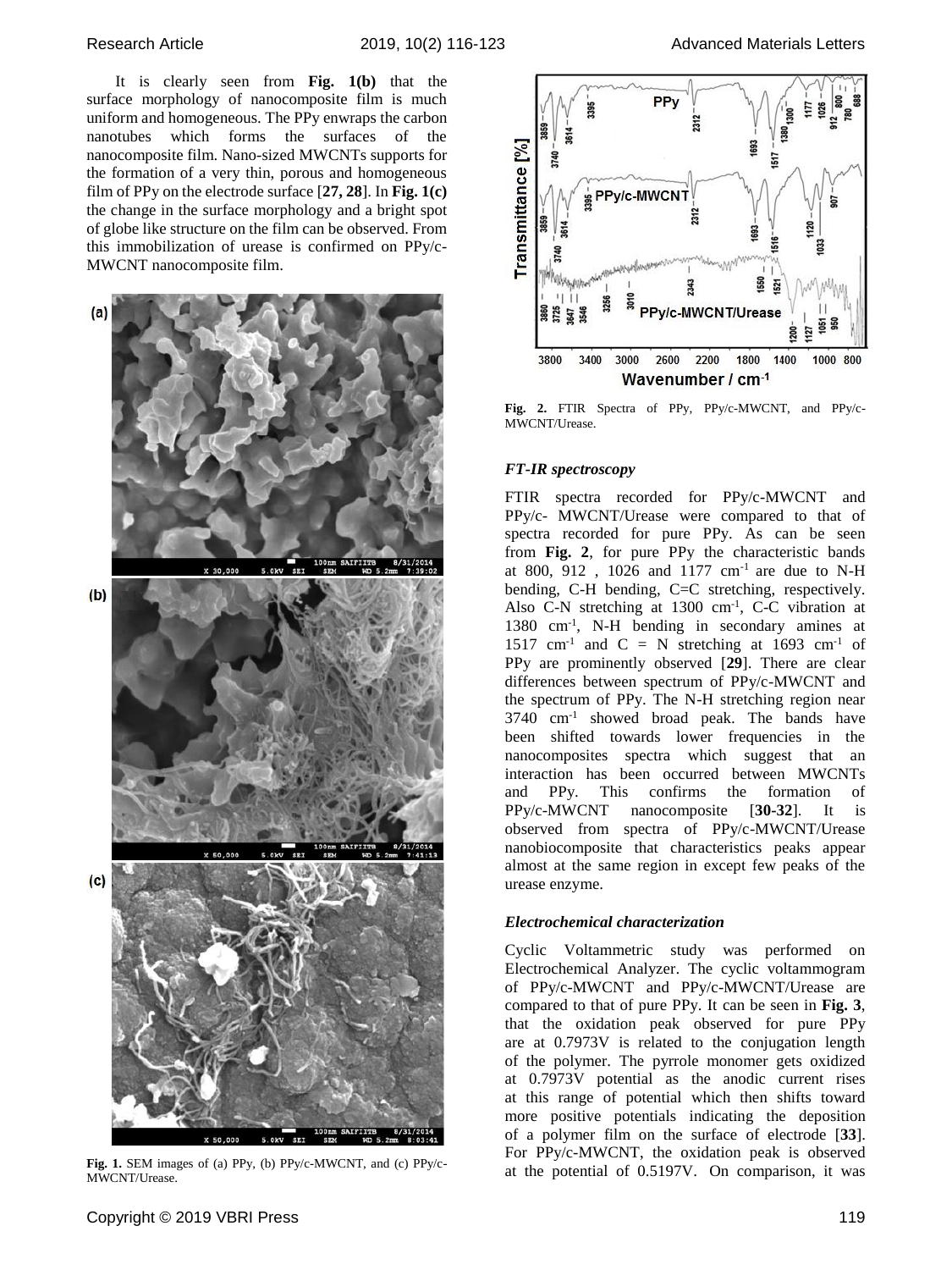It is clearly seen from **Fig. 1(b)** that the surface morphology of nanocomposite film is much uniform and homogeneous. The PPy enwraps the carbon nanotubes which forms the surfaces of the nanocomposite film. Nano-sized MWCNTs supports for the formation of a very thin, porous and homogeneous film of PPy on the electrode surface [**27, 28**]. In **Fig. 1(c)** the change in the surface morphology and a bright spot of globe like structure on the film can be observed. From this immobilization of urease is confirmed on PPy/c-MWCNT nanocomposite film.

**Fig. 1.** SEM images of (a) PPy, (b) PPy/c-MWCNT, and (c) PPy/c-MWCNT/Urease.

**Fig. 2.** FTIR Spectra of PPy, PPy/c-MWCNT, and PPy/c-MWCNT/Urease.

### *FT-IR spectroscopy*

FTIR spectra recorded for PPy/c-MWCNT and PPy/c- MWCNT/Urease were compared to that of spectra recorded for pure PPy. As can be seen from **Fig. 2**, for pure PPy the characteristic bands at 800, 912 , 1026 and 1177 $cm^{-1}$ are due to N-H bending, C-H bending, C=C stretching, respectively. Also C-N stretching at 1300 $cm^{-1}$, C-C vibration at 1380 $cm^{-1}$, N-H bending in secondary amines at 1517 $cm^{-1}$ and C = N stretching at 1693 $cm^{-1}$ of PPy are prominently observed [**29**]. There are clear differences between spectrum of PPy/c-MWCNT and the spectrum of PPy. The N-H stretching region near 3740 $cm^{-1}$ showed broad peak. The bands have been shifted towards lower frequencies in the nanocomposites spectra which suggest that an interaction has been occurred between MWCNTs and PPy. This confirms the formation of PPy/c-MWCNT nanocomposite [**30-32**]. It is observed from spectra of PPy/c-MWCNT/Urease nanobiocomposite that characteristics peaks appear almost at the same region in except few peaks of the urease enzyme.

### *Electrochemical characterization*

Cyclic Voltammetric study was performed on Electrochemical Analyzer. The cyclic voltammogram of PPy/c-MWCNT and PPy/c-MWCNT/Urease are compared to that of pure PPy. It can be seen in **Fig. 3**, that the oxidation peak observed for pure PPy are at 0.7973V is related to the conjugation length of the polymer. The pyrrole monomer gets oxidized at 0.7973V potential as the anodic current rises at this range of potential which then shifts toward more positive potentials indicating the deposition of a polymer film on the surface of electrode [**33**]. For PPy/c-MWCNT, the oxidation peak is observed at the potential of 0.5197V. On comparison, it was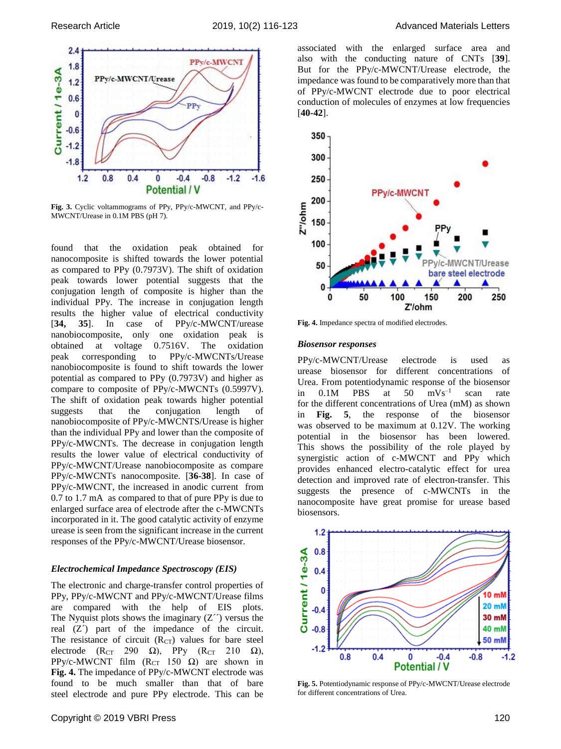Fig. 3. Cyclic voltammograms of PPy, PPy/c-MWCNT, and PPy/c-MWCNT/Urease in 0.1M PBS (pH 7).

found that the oxidation peak obtained for nanocomposite is shifted towards the lower potential as compared to PPy (0.7973V). The shift of oxidation peak towards lower potential suggests that the conjugation length of composite is higher than the individual PPy. The increase in conjugation length results the higher value of electrical conductivity [**34, 35**]. In case of PPy/c-MWCNT/urease nanobiocomposite, only one oxidation peak is obtained at voltage 0.7516V. The oxidation peak corresponding to PPy/c-MWCNTs/Urease nanobiocomposite is found to shift towards the lower potential as compared to PPy (0.7973V) and higher as compare to composite of PPy/c-MWCNTs (0.5997V). The shift of oxidation peak towards higher potential suggests that the conjugation length of nanobiocomposite of PPy/c-MWCNTS/Urease is higher than the individual PPy and lower than the composite of PPy/c-MWCNTs. The decrease in conjugation length results the lower value of electrical conductivity of PPy/c-MWCNT/Urease nanobiocomposite as compare PPy/c-MWCNTs nanocomposite. [**36-38**]. In case of PPy/c-MWCNT, the increased in anodic current from 0.7 to 1.7 mA as compared to that of pure PPy is due to enlarged surface area of electrode after the c-MWCNTs incorporated in it. The good catalytic activity of enzyme urease is seen from the significant increase in the current responses of the PPy/c-MWCNT/Urease biosensor.

### *Electrochemical Impedance Spectroscopy (EIS)*

The electronic and charge-transfer control properties of PPy, PPy/c-MWCNT and PPy/c-MWCNT/Urease films are compared with the help of EIS plots. The Nyquist plots shows the imaginary (Z´´) versus the real (Z´) part of the impedance of the circuit. The resistance of circuit ($R_{CT}$) values for bare steel electrode ($R_{CT}$ 290 Ω), PPy ($R_{CT}$ 210 Ω), PPy/c-MWCNT film ($R_{CT}$ 150 Ω) are shown in **Fig. 4.** The impedance of PPy/c-MWCNT electrode was found to be much smaller than that of bare steel electrode and pure PPy electrode. This can be associated with the enlarged surface area and also with the conducting nature of CNTs [**39**]. But for the PPy/c-MWCNT/Urease electrode, the impedance was found to be comparatively more than that of PPy/c-MWCNT electrode due to poor electrical conduction of molecules of enzymes at low frequencies [**40-42**].

Fig. 4. Impedance spectra of modified electrodes.

### *Biosensor responses*

PPy/c-MWCNT/Urease electrode is used as urease biosensor for different concentrations of Urea. From potentiodynamic response of the biosensor in 0.1M PBS at 50 $mVs^{-1}$ scan rate for the different concentrations of Urea (mM) as shown in **Fig. 5**, the response of the biosensor was observed to be maximum at 0.12V. The working potential in the biosensor has been lowered. This shows the possibility of the role played by synergistic action of c-MWCNT and PPy which provides enhanced electro-catalytic effect for urea detection and improved rate of electron-transfer. This suggests the presence of c-MWCNTs in the nanocomposite have great promise for urease based biosensors.

Fig. 5. Potentiodynamic response of PPy/c-MWCNT/Urease electrode for different concentrations of Urea.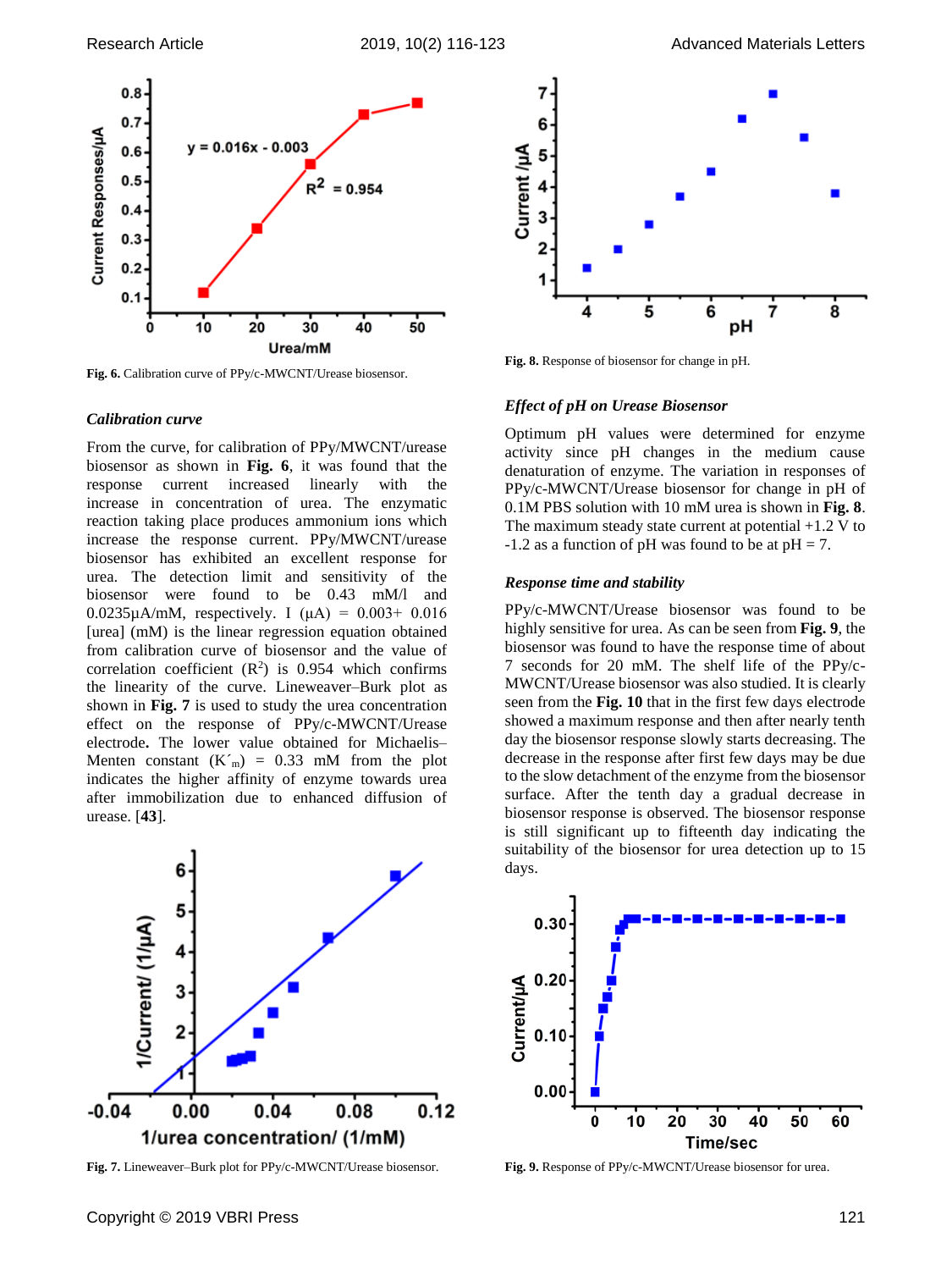Fig. 6. Calibration curve of PPy/c-MWCNT/Urease biosensor.

### Calibration curve

From the curve, for calibration of PPy/MWCNT/urease biosensor as shown in **Fig. 6**, it was found that the response current increased linearly with the increase in concentration of urea. The enzymatic reaction taking place produces ammonium ions which increase the response current. PPy/MWCNT/urease biosensor has exhibited an excellent response for urea. The detection limit and sensitivity of the biosensor were found to be 0.43 mM/l and 0.0235μA/mM, respectively. I (μA) = 0.003+ 0.016 [urea] (mM) is the linear regression equation obtained from calibration curve of biosensor and the value of correlation coefficient ($R^2$) is 0.954 which confirms the linearity of the curve. Lineweaver–Burk plot as shown in **Fig. 7** is used to study the urea concentration effect on the response of PPy/c-MWCNT/Urease electrode**.** The lower value obtained for Michaelis–Menten constant ($K'_m$) = 0.33 mM from the plot indicates the higher affinity of enzyme towards urea after immobilization due to enhanced diffusion of urease. [**43**].

Fig. 7. Lineweaver–Burk plot for PPy/c-MWCNT/Urease biosensor.

Fig. 8. Response of biosensor for change in pH.

### Effect of pH on Urease Biosensor

Optimum pH values were determined for enzyme activity since pH changes in the medium cause denaturation of enzyme. The variation in responses of PPy/c-MWCNT/Urease biosensor for change in pH of 0.1M PBS solution with 10 mM urea is shown in **Fig. 8**. The maximum steady state current at potential +1.2 V to -1.2 as a function of pH was found to be at pH = 7.

### Response time and stability

PPy/c-MWCNT/Urease biosensor was found to be highly sensitive for urea. As can be seen from **Fig. 9**, the biosensor was found to have the response time of about 7 seconds for 20 mM. The shelf life of the PPy/c-MWCNT/Urease biosensor was also studied. It is clearly seen from the **Fig. 10** that in the first few days electrode showed a maximum response and then after nearly tenth day the biosensor response slowly starts decreasing. The decrease in the response after first few days may be due to the slow detachment of the enzyme from the biosensor surface. After the tenth day a gradual decrease in biosensor response is observed. The biosensor response is still significant up to fifteenth day indicating the suitability of the biosensor for urea detection up to 15 days.

Fig. 9. Response of PPy/c-MWCNT/Urease biosensor for urea.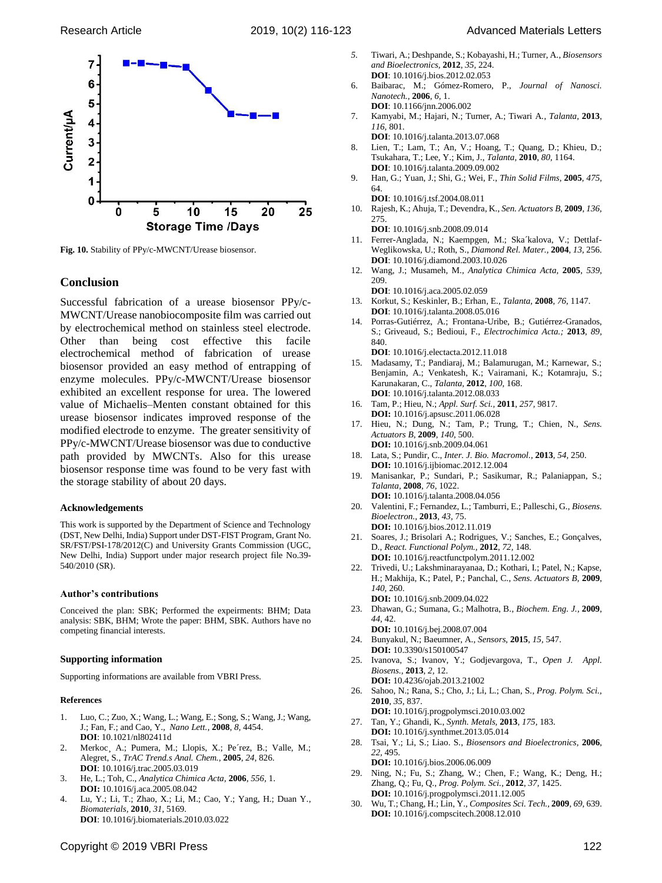Fig. 10. Stability of PPy/c-MWCNT/Urease biosensor.

## Conclusion

Successful fabrication of a urease biosensor PPy/c-MWCNT/Urease nanobiocomposite film was carried out by electrochemical method on stainless steel electrode. Other than being cost effective this facile electrochemical method of fabrication of urease biosensor provided an easy method of entrapping of enzyme molecules. PPy/c-MWCNT/Urease biosensor exhibited an excellent response for urea. The lowered value of Michaelis–Menten constant obtained for this urease biosensor indicates improved response of the modified electrode to enzyme. The greater sensitivity of PPy/c-MWCNT/Urease biosensor was due to conductive path provided by MWCNTs. Also for this urease biosensor response time was found to be very fast with the storage stability of about 20 days.

### Acknowledgements

This work is supported by the Department of Science and Technology (DST, New Delhi, India) Support under DST-FIST Program, Grant No. SR/FST/PSI-178/2012(C) and University Grants Commission (UGC, New Delhi, India) Support under major research project file No.39-540/2010 (SR).

### Author's contributions

Conceived the plan: SBK; Performed the expeirments: BHM; Data analysis: SBK, BHM; Wrote the paper: BHM, SBK. Authors have no competing financial interests.

### Supporting information

Supporting informations are available from VBRI Press.

### References

1. Luo, C.; Zuo, X.; Wang, L.; Wang, E.; Song, S.; Wang, J.; Wang, J.; Fan, F.; and Cao, Y., *Nano Lett.*, **2008**, *8*, 4454. **DOI**: 10.1021/nl802411d
2. Merkoc¸ A.; Pumera, M.; Llopis, X.; Pe´rez, B.; Valle, M.; Alegret, S., *TrAC Trend.s Anal. Chem.*, **2005**, *24*, 826. **DOI**: 10.1016/j.trac.2005.03.019
3. He, L.; Toh, C., *Analytica Chimica Acta*, **2006**, *556*, 1. **DOI:** 10.1016/j.aca.2005.08.042
4. Lu, Y.; Li, T.; Zhao, X.; Li, M.; Cao, Y.; Yang, H.; Duan Y., *Biomaterials*, **2010**, *31*, 5169. **DOI**: 10.1016/j.biomaterials.2010.03.022
5. Tiwari, A.; Deshpande, S.; Kobayashi, H.; Turner, A., *Biosensors and Bioelectronics*, **2012**, *35*, 224. **DOI**: 10.1016/j.bios.2012.02.053
6. Baibarac, M.; Gómez-Romero, P., *Journal of Nanosci. Nanotech.*, **2006**, *6*, 1. **DOI**: 10.1166/jnn.2006.002
7. Kamyabi, M.; Hajari, N.; Turner, A.; Tiwari A., *Talanta*, **2013**, *116*, 801. **DOI**: 10.1016/j.talanta.2013.07.068
8. Lien, T.; Lam, T.; An, V.; Hoang, T.; Quang, D.; Khieu, D.; Tsukahara, T.; Lee, Y.; Kim, J., *Talanta*, **2010**, *80*, 1164. **DOI**: 10.1016/j.talanta.2009.09.002
9. Han, G.; Yuan, J.; Shi, G.; Wei, F., *Thin Solid Films*, **2005**, *475*, 64. **DOI**: 10.1016/j.tsf.2004.08.011
10. Rajesh, K.; Ahuja, T.; Devendra, K., *Sen. Actuators B*, **2009**, *136*, 275. **DOI**: 10.1016/j.snb.2008.09.014
11. Ferrer-Anglada, N.; Kaempgen, M.; Ska´kalova, V.; Dettlaf-Weglikowska, U.; Roth, S., *Diamond Rel. Mater.*, **2004**, *13*, 256. **DOI**: 10.1016/j.diamond.2003.10.026
12. Wang, J.; Musameh, M., *Analytica Chimica Acta*, **2005**, *539*, 209. **DOI**: 10.1016/j.aca.2005.02.059
13. Korkut, S.; Keskinler, B.; Erhan, E., *Talanta*, **2008**, *76*, 1147. **DOI**: 10.1016/j.talanta.2008.05.016
14. Porras-Gutiérrez, A.; Frontana-Uribe, B.; Gutiérrez-Granados, S.; Griveaud, S.; Bedioui, F., *Electrochimica Acta.;* **2013**, *89*, 840. **DOI**: 10.1016/j.electacta.2012.11.018
15. Madasamy, T.; Pandiaraj, M.; Balamurugan, M.; Karnewar, S.; Benjamin, A.; Venkatesh, K.; Vairamani, K.; Kotamraju, S.; Karunakaran, C., *Talanta*, **2012**, *100*, 168. **DOI**: 10.1016/j.talanta.2012.08.033
16. Tam, P.; Hieu, N.; *Appl. Surf. Sci.*, **2011**, *257*, 9817. **DOI:** 10.1016/j.apsusc.2011.06.028
17. Hieu, N.; Dung, N.; Tam, P.; Trung, T.; Chien, N., *Sens. Actuators B*, **2009**, *140*, 500. **DOI:** 10.1016/j.snb.2009.04.061
18. Lata, S.; Pundir, C., *Inter. J. Bio. Macromol.*, **2013**, *54*, 250. **DOI:** 10.1016/j.ijbiomac.2012.12.004
19. Manisankar, P.; Sundari, P.; Sasikumar, R.; Palaniappan, S.; *Talanta*, **2008**, *76*, 1022. **DOI:** 10.1016/j.talanta.2008.04.056
20. Valentini, F.; Fernandez, L.; Tamburri, E.; Palleschi, G., *Biosens. Bioelectron.*, **2013**, *43*, 75. **DOI:** 10.1016/j.bios.2012.11.019
21. Soares, J.; Brisolari A.; Rodrigues, V.; Sanches, E.; Gonçalves, D., *React. Functional Polym.*, **2012**, *72*, 148. **DOI:** 10.1016/j.reactfunctpolym.2011.12.002
22. Trivedi, U.; Lakshminarayanaa, D.; Kothari, I.; Patel, N.; Kapse, H.; Makhija, K.; Patel, P.; Panchal, C., *Sens. Actuators B*, **2009**, *140*, 260. **DOI:** 10.1016/j.snb.2009.04.022
23. Dhawan, G.; Sumana, G.; Malhotra, B., *Biochem. Eng. J.*, **2009**, *44*, 42. **DOI:** 10.1016/j.bej.2008.07.004
24. Bunyakul, N.; Baeumner, A., *Sensors*, **2015**, *15*, 547. **DOI:** 10.3390/s150100547
25. Ivanova, S.; Ivanov, Y.; Godjevargova, T., *Open J. Appl. Biosens.*, **2013**, *2*, 12. **DOI:** 10.4236/ojab.2013.21002
26. Sahoo, N.; Rana, S.; Cho, J.; Li, L.; Chan, S., *Prog. Polym. Sci.*, **2010**, *35*, 837. **DOI:** 10.1016/j.progpolymsci.2010.03.002
27. Tan, Y.; Ghandi, K., *Synth. Metals*, **2013**, *175*, 183. **DOI:** 10.1016/j.synthmet.2013.05.014
28. Tsai, Y.; Li, S.; Liao. S., *Biosensors and Bioelectronics*, **2006**, *22*, 495. **DOI:** 10.1016/j.bios.2006.06.009
29. Ning, N.; Fu, S.; Zhang, W.; Chen, F.; Wang, K.; Deng, H.; Zhang, Q.; Fu, Q., *Prog. Polym. Sci.*, **2012**, *37*, 1425. **DOI:** 10.1016/j.progpolymsci.2011.12.005
30. Wu, T.; Chang, H.; Lin, Y., *Composites Sci. Tech.*, **2009**, *69*, 639. **DOI:** 10.1016/j.compscitech.2008.12.010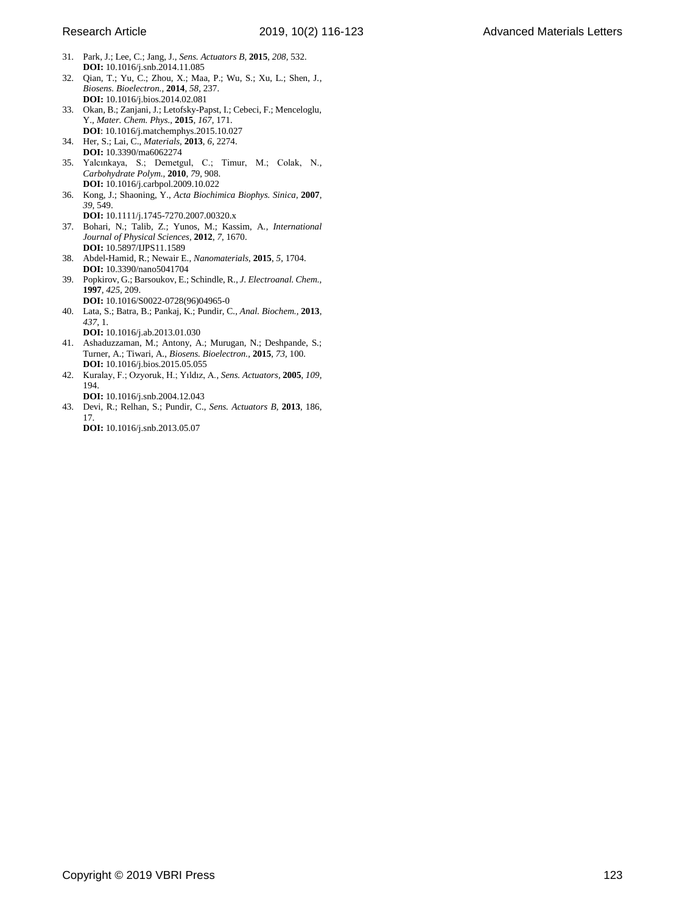31. Park, J.; Lee, C.; Jang, J., *Sens. Actuators B*, **2015**, *208*, 532.
**DOI:** 10.1016/j.snb.2014.11.085
32. Qian, T.; Yu, C.; Zhou, X.; Maa, P.; Wu, S.; Xu, L.; Shen, J., *Biosens. Bioelectron.*, **2014**, *58*, 237.
**DOI:** 10.1016/j.bios.2014.02.081
33. Okan, B.; Zanjani, J.; Letofsky-Papst, I.; Cebeci, F.; Menceloglu, Y., *Mater. Chem. Phys.*, **2015**, *167*, 171.
**DOI**: 10.1016/j.matchemphys.2015.10.027
34. Her, S.; Lai, C., *Materials*, **2013**, *6*, 2274.
**DOI:** 10.3390/ma6062274
35. Yalcınkaya, S.; Demetgul, C.; Timur, M.; Colak, N., *Carbohydrate Polym.*, **2010**, *79*, 908.
**DOI:** 10.1016/j.carbpol.2009.10.022
36. Kong, J.; Shaoning, Y., *Acta Biochimica Biophys. Sinica*, **2007**, *39*, 549.
**DOI:** 10.1111/j.1745-7270.2007.00320.x
37. Bohari, N.; Talib, Z.; Yunos, M.; Kassim, A., *International Journal of Physical Sciences*, **2012**, *7*, 1670.
**DOI:** 10.5897/IJPS11.1589
38. Abdel-Hamid, R.; Newair E., *Nanomaterials*, **2015**, *5*, 1704.
**DOI:** 10.3390/nano5041704
39. Popkirov, G.; Barsoukov, E.; Schindle, R., *J. Electroanal. Chem.*, **1997**, *425*, 209.
**DOI:** 10.1016/S0022-0728(96)04965-0
40. Lata, S.; Batra, B.; Pankaj, K.; Pundir, C., *Anal. Biochem.*, **2013**, *437*, 1.
**DOI:** 10.1016/j.ab.2013.01.030
41. Ashaduzzaman, M.; Antony, A.; Murugan, N.; Deshpande, S.; Turner, A.; Tiwari, A., *Biosens. Bioelectron.*, **2015**, *73*, 100.
**DOI:** 10.1016/j.bios.2015.05.055
42. Kuralay, F.; Ozyoruk, H.; Yıldız, A., *Sens. Actuators*, **2005**, *109*, 194.
**DOI:** 10.1016/j.snb.2004.12.043
43. Devi, R.; Relhan, S.; Pundir, C., *Sens. Actuators B*, **2013**, 186, 17.
**DOI:** 10.1016/j.snb.2013.05.07